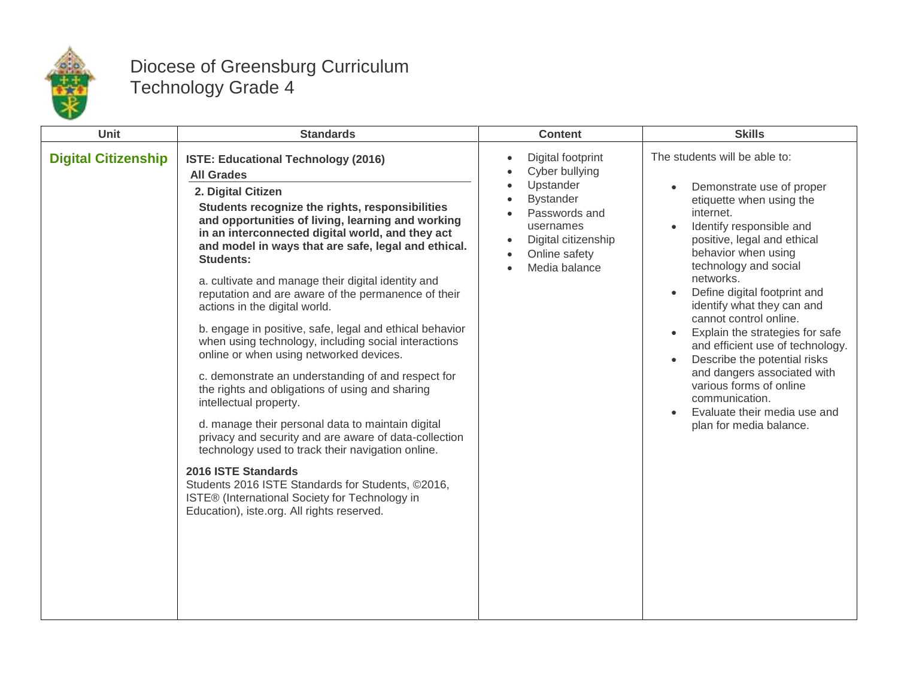# Diocese of Greensburg Curriculum
## Technology Grade 4

| Unit | Standards | Content | Skills |
|---|---|---|---|
| **Digital Citizenship** | **ISTE: Educational Technology (2016)**<br>**All Grades**<br>**2. Digital Citizen**<br>**Students recognize the rights, responsibilities and opportunities of living, learning and working in an interconnected digital world, and they act and model in ways that are safe, legal and ethical. Students:**<br>a. cultivate and manage their digital identity and reputation and are aware of the permanence of their actions in the digital world.<br>b. engage in positive, safe, legal and ethical behavior when using technology, including social interactions online or when using networked devices.<br>c. demonstrate an understanding of and respect for the rights and obligations of using and sharing intellectual property.<br>d. manage their personal data to maintain digital privacy and security and are aware of data-collection technology used to track their navigation online.<br>**2016 ISTE Standards**<br>Students 2016 ISTE Standards for Students, ©2016, ISTE® (International Society for Technology in Education), iste.org. All rights reserved. | • Digital footprint<br>• Cyber bullying<br>• Upstander<br>• Bystander<br>• Passwords and usernames<br>• Digital citizenship<br>• Online safety<br>• Media balance | The students will be able to:<br>• Demonstrate use of proper etiquette when using the internet.<br>• Identify responsible and positive, legal and ethical behavior when using technology and social networks.<br>• Define digital footprint and identify what they can and cannot control online.<br>• Explain the strategies for safe and efficient use of technology.<br>• Describe the potential risks and dangers associated with various forms of online communication.<br>• Evaluate their media use and plan for media balance. |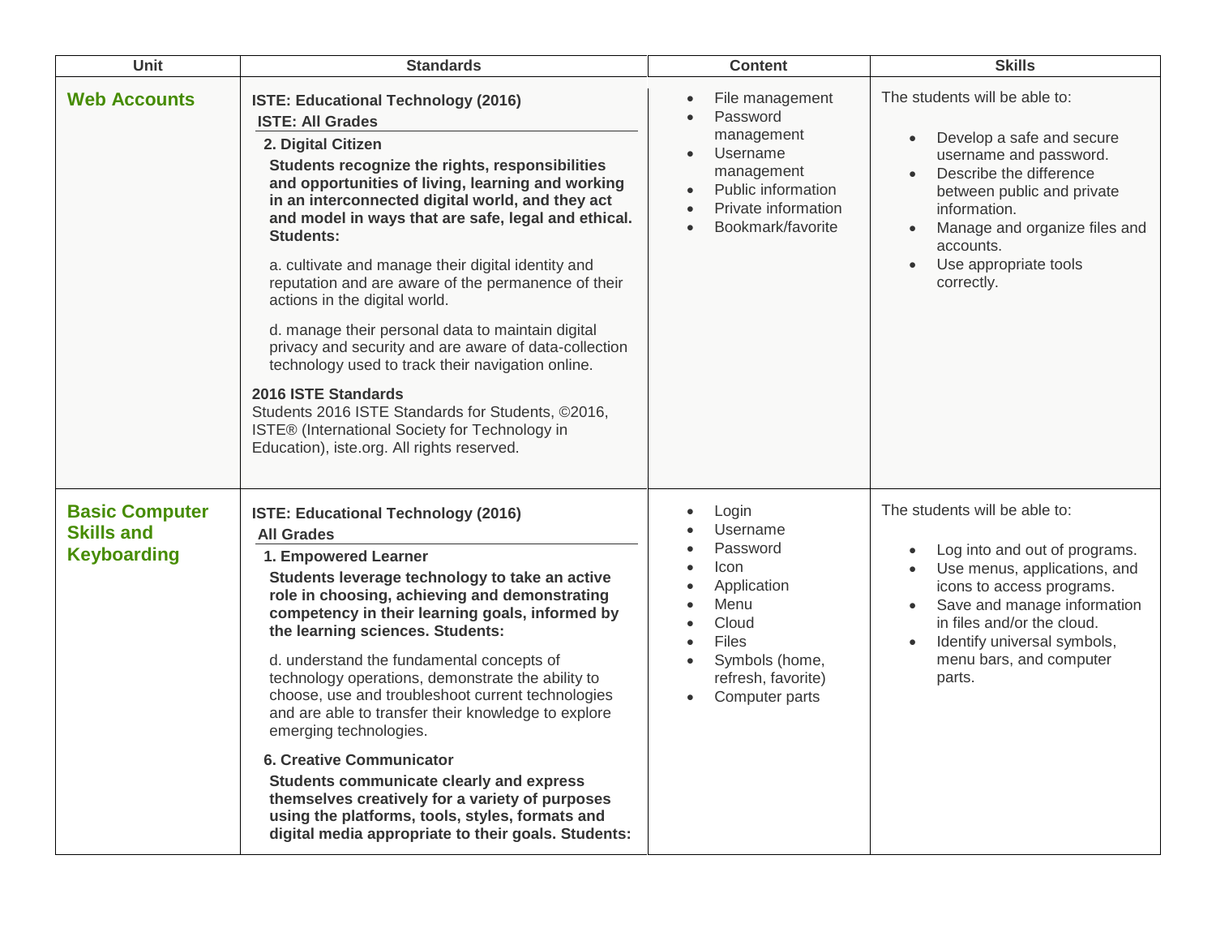| Unit | Standards | Content | Skills |
|---|---|---|---|
| **Web Accounts** | **ISTE: Educational Technology (2016)**<br>**ISTE: All Grades**<br>**2. Digital Citizen**<br>**Students recognize the rights, responsibilities and opportunities of living, learning and working in an interconnected digital world, and they act and model in ways that are safe, legal and ethical. Students:**<br>a. cultivate and manage their digital identity and reputation and are aware of the permanence of their actions in the digital world.<br>d. manage their personal data to maintain digital privacy and security and are aware of data-collection technology used to track their navigation online.<br>**2016 ISTE Standards**<br>Students 2016 ISTE Standards for Students, ©2016, ISTE® (International Society for Technology in Education), iste.org. All rights reserved. | • File management<br>• Password management<br>• Username management<br>• Public information<br>• Private information<br>• Bookmark/favorite | The students will be able to:<br>• Develop a safe and secure username and password.<br>• Describe the difference between public and private information.<br>• Manage and organize files and accounts.<br>• Use appropriate tools correctly. |
| **Basic Computer Skills and Keyboarding** | **ISTE: Educational Technology (2016)**<br>**All Grades**<br>**1. Empowered Learner**<br>**Students leverage technology to take an active role in choosing, achieving and demonstrating competency in their learning goals, informed by the learning sciences. Students:**<br>d. understand the fundamental concepts of technology operations, demonstrate the ability to choose, use and troubleshoot current technologies and are able to transfer their knowledge to explore emerging technologies.<br>**6. Creative Communicator**<br>**Students communicate clearly and express themselves creatively for a variety of purposes using the platforms, tools, styles, formats and digital media appropriate to their goals. Students:** | • Login<br>• Username<br>• Password<br>• Icon<br>• Application<br>• Menu<br>• Cloud<br>• Files<br>• Symbols (home, refresh, favorite)<br>• Computer parts | The students will be able to:<br>• Log into and out of programs.<br>• Use menus, applications, and icons to access programs.<br>• Save and manage information in files and/or the cloud.<br>• Identify universal symbols, menu bars, and computer parts. |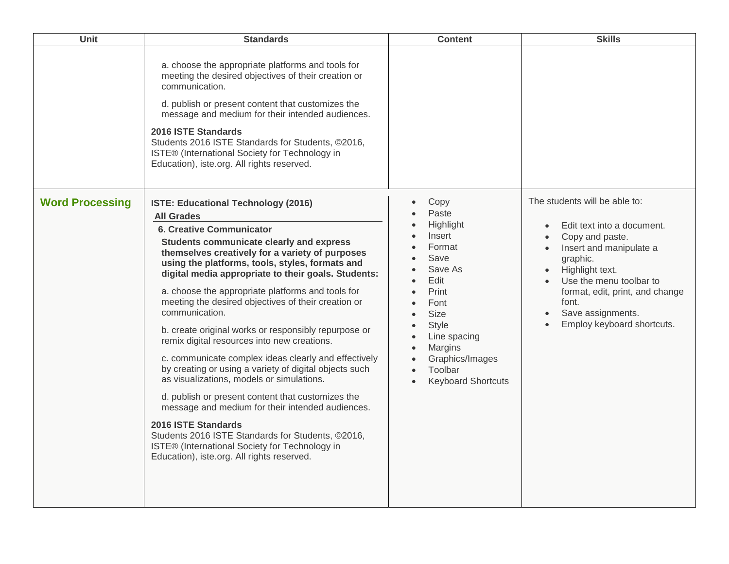| Unit | Standards | Content | Skills |
|---|---|---|---|
| | a. choose the appropriate platforms and tools for meeting the desired objectives of their creation or communication.<br><br>d. publish or present content that customizes the message and medium for their intended audiences.<br><br>**2016 ISTE Standards**<br>Students 2016 ISTE Standards for Students, ©2016, ISTE® (International Society for Technology in Education), iste.org. All rights reserved. | | |
| **Word Processing** | **ISTE: Educational Technology (2016)**<br>**All Grades**<br>**6. Creative Communicator**<br>**Students communicate clearly and express themselves creatively for a variety of purposes using the platforms, tools, styles, formats and digital media appropriate to their goals. Students:**<br><br>a. choose the appropriate platforms and tools for meeting the desired objectives of their creation or communication.<br><br>b. create original works or responsibly repurpose or remix digital resources into new creations.<br><br>c. communicate complex ideas clearly and effectively by creating or using a variety of digital objects such as visualizations, models or simulations.<br><br>d. publish or present content that customizes the message and medium for their intended audiences.<br><br>**2016 ISTE Standards**<br>Students 2016 ISTE Standards for Students, ©2016, ISTE® (International Society for Technology in Education), iste.org. All rights reserved. | • Copy<br>• Paste<br>• Highlight<br>• Insert<br>• Format<br>• Save<br>• Save As<br>• Edit<br>• Print<br>• Font<br>• Size<br>• Style<br>• Line spacing<br>• Margins<br>• Graphics/Images<br>• Toolbar<br>• Keyboard Shortcuts | The students will be able to:<br><br>• Edit text into a document.<br>• Copy and paste.<br>• Insert and manipulate a graphic.<br>• Highlight text.<br>• Use the menu toolbar to format, edit, print, and change font.<br>• Save assignments.<br>• Employ keyboard shortcuts. |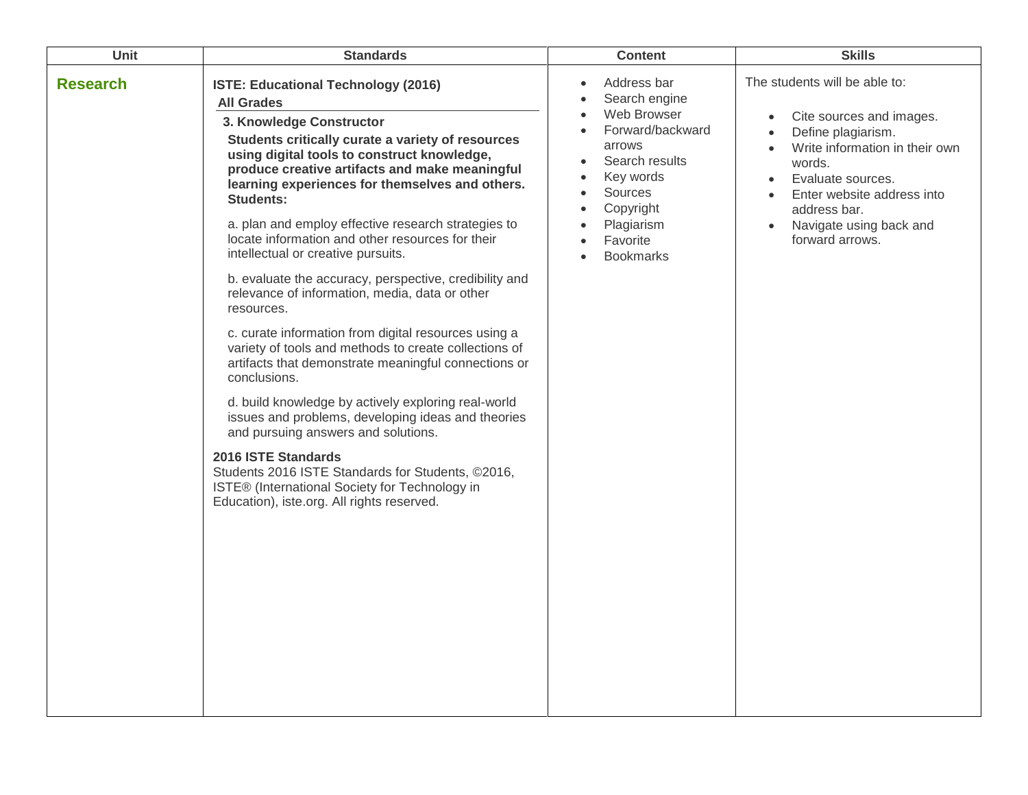| Unit | Standards | Content | Skills |
|---|---|---|---|
| **Research** | **ISTE: Educational Technology (2016)**<br>**All Grades**<br>**3. Knowledge Constructor**<br>**Students critically curate a variety of resources using digital tools to construct knowledge, produce creative artifacts and make meaningful learning experiences for themselves and others. Students:**<br>a. plan and employ effective research strategies to locate information and other resources for their intellectual or creative pursuits.<br>b. evaluate the accuracy, perspective, credibility and relevance of information, media, data or other resources.<br>c. curate information from digital resources using a variety of tools and methods to create collections of artifacts that demonstrate meaningful connections or conclusions.<br>d. build knowledge by actively exploring real-world issues and problems, developing ideas and theories and pursuing answers and solutions.<br>**2016 ISTE Standards**<br>Students 2016 ISTE Standards for Students, ©2016, ISTE® (International Society for Technology in Education), iste.org. All rights reserved. | • Address bar<br>• Search engine<br>• Web Browser<br>• Forward/backward arrows<br>• Search results<br>• Key words<br>• Sources<br>• Copyright<br>• Plagiarism<br>• Favorite<br>• Bookmarks | The students will be able to:<br>• Cite sources and images.<br>• Define plagiarism.<br>• Write information in their own words.<br>• Evaluate sources.<br>• Enter website address into address bar.<br>• Navigate using back and forward arrows. |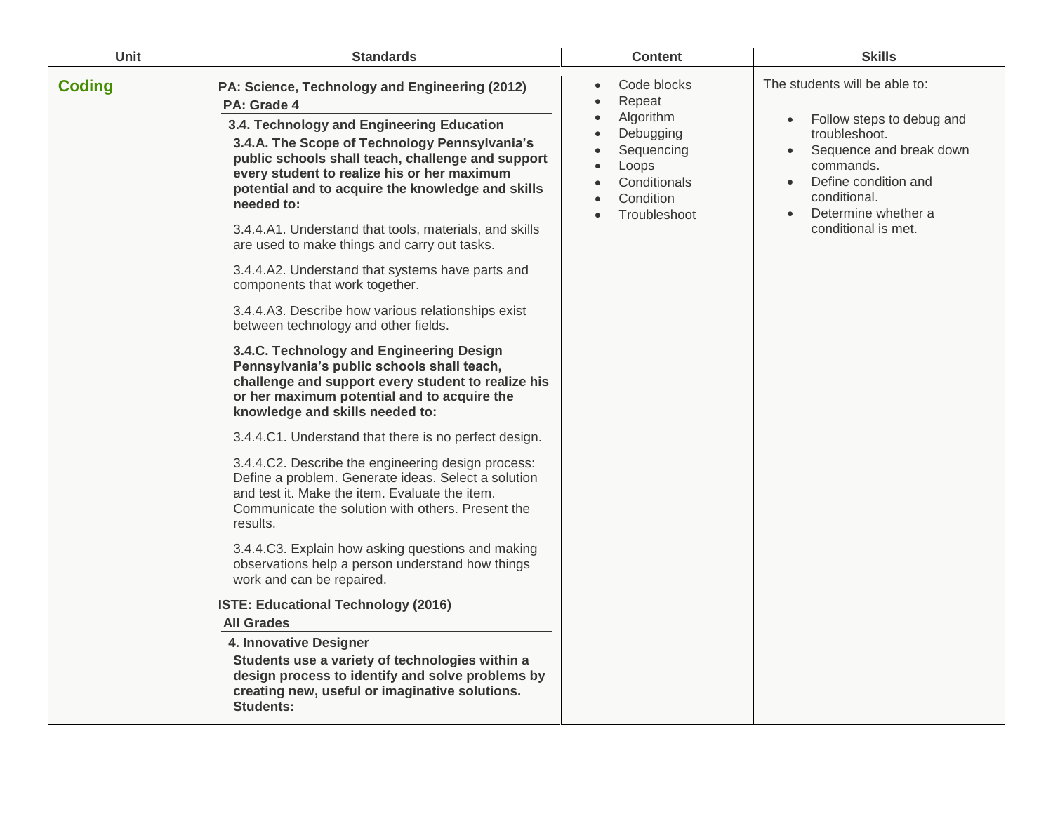| Unit | Standards | Content | Skills |
|---|---|---|---|
| **Coding** | **PA: Science, Technology and Engineering (2012)**<br>**PA: Grade 4**<br>**3.4. Technology and Engineering Education**<br>**3.4.A. The Scope of Technology Pennsylvania's public schools shall teach, challenge and support every student to realize his or her maximum potential and to acquire the knowledge and skills needed to:**<br>3.4.4.A1. Understand that tools, materials, and skills are used to make things and carry out tasks.<br>3.4.4.A2. Understand that systems have parts and components that work together.<br>3.4.4.A3. Describe how various relationships exist between technology and other fields.<br>**3.4.C. Technology and Engineering Design Pennsylvania's public schools shall teach, challenge and support every student to realize his or her maximum potential and to acquire the knowledge and skills needed to:**<br>3.4.4.C1. Understand that there is no perfect design.<br>3.4.4.C2. Describe the engineering design process: Define a problem. Generate ideas. Select a solution and test it. Make the item. Evaluate the item. Communicate the solution with others. Present the results.<br>3.4.4.C3. Explain how asking questions and making observations help a person understand how things work and can be repaired.<br>**ISTE: Educational Technology (2016)**<br>**All Grades**<br>**4. Innovative Designer**<br>**Students use a variety of technologies within a design process to identify and solve problems by creating new, useful or imaginative solutions. Students:** | • Code blocks<br>• Repeat<br>• Algorithm<br>• Debugging<br>• Sequencing<br>• Loops<br>• Conditionals<br>• Condition<br>• Troubleshoot | The students will be able to:<br>• Follow steps to debug and troubleshoot.<br>• Sequence and break down commands.<br>• Define condition and conditional.<br>• Determine whether a conditional is met. |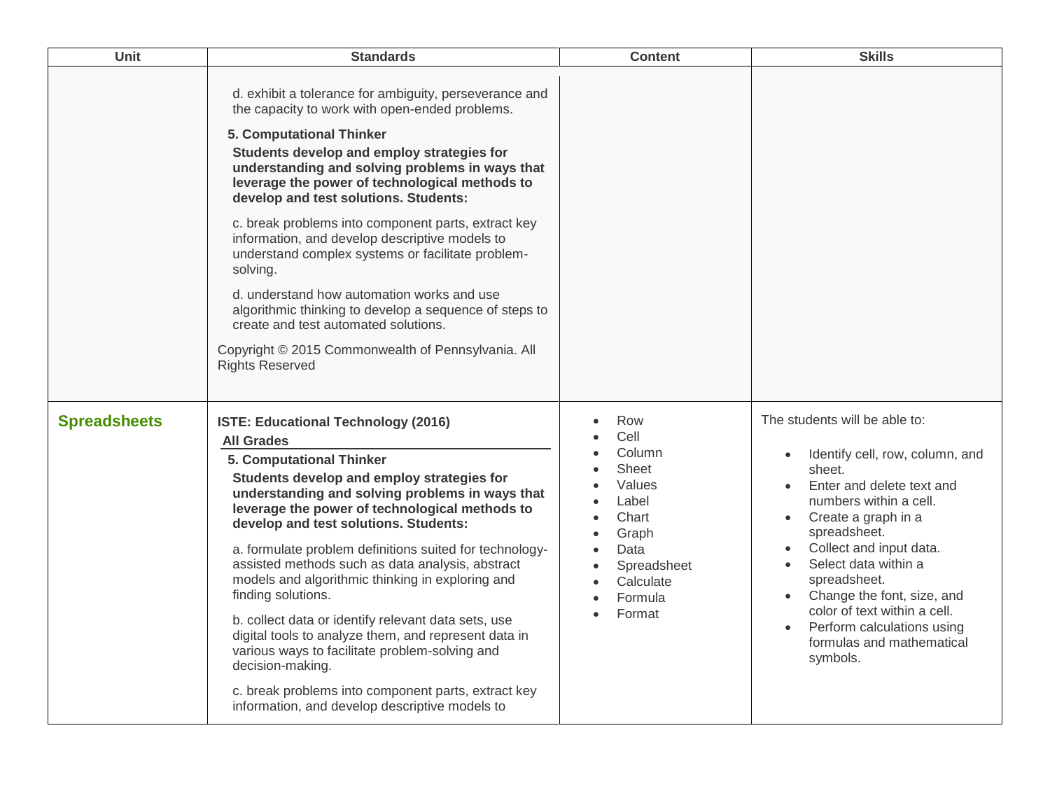| Unit | Standards | Content | Skills |
|---|---|---|---|
| | d. exhibit a tolerance for ambiguity, perseverance and the capacity to work with open-ended problems.<br><br>**5. Computational Thinker**<br>**Students develop and employ strategies for understanding and solving problems in ways that leverage the power of technological methods to develop and test solutions. Students:**<br><br>c. break problems into component parts, extract key information, and develop descriptive models to understand complex systems or facilitate problem-solving.<br><br>d. understand how automation works and use algorithmic thinking to develop a sequence of steps to create and test automated solutions.<br><br>Copyright © 2015 Commonwealth of Pennsylvania. All Rights Reserved | | |
| **Spreadsheets** | **ISTE: Educational Technology (2016)**<br>**All Grades**<br>**5. Computational Thinker**<br>**Students develop and employ strategies for understanding and solving problems in ways that leverage the power of technological methods to develop and test solutions. Students:**<br><br>a. formulate problem definitions suited for technology-assisted methods such as data analysis, abstract models and algorithmic thinking in exploring and finding solutions.<br><br>b. collect data or identify relevant data sets, use digital tools to analyze them, and represent data in various ways to facilitate problem-solving and decision-making.<br><br>c. break problems into component parts, extract key information, and develop descriptive models to | • Row<br>• Cell<br>• Column<br>• Sheet<br>• Values<br>• Label<br>• Chart<br>• Graph<br>• Data<br>• Spreadsheet<br>• Calculate<br>• Formula<br>• Format | The students will be able to:<br><br>• Identify cell, row, column, and sheet.<br>• Enter and delete text and numbers within a cell.<br>• Create a graph in a spreadsheet.<br>• Collect and input data.<br>• Select data within a spreadsheet.<br>• Change the font, size, and color of text within a cell.<br>• Perform calculations using formulas and mathematical symbols. |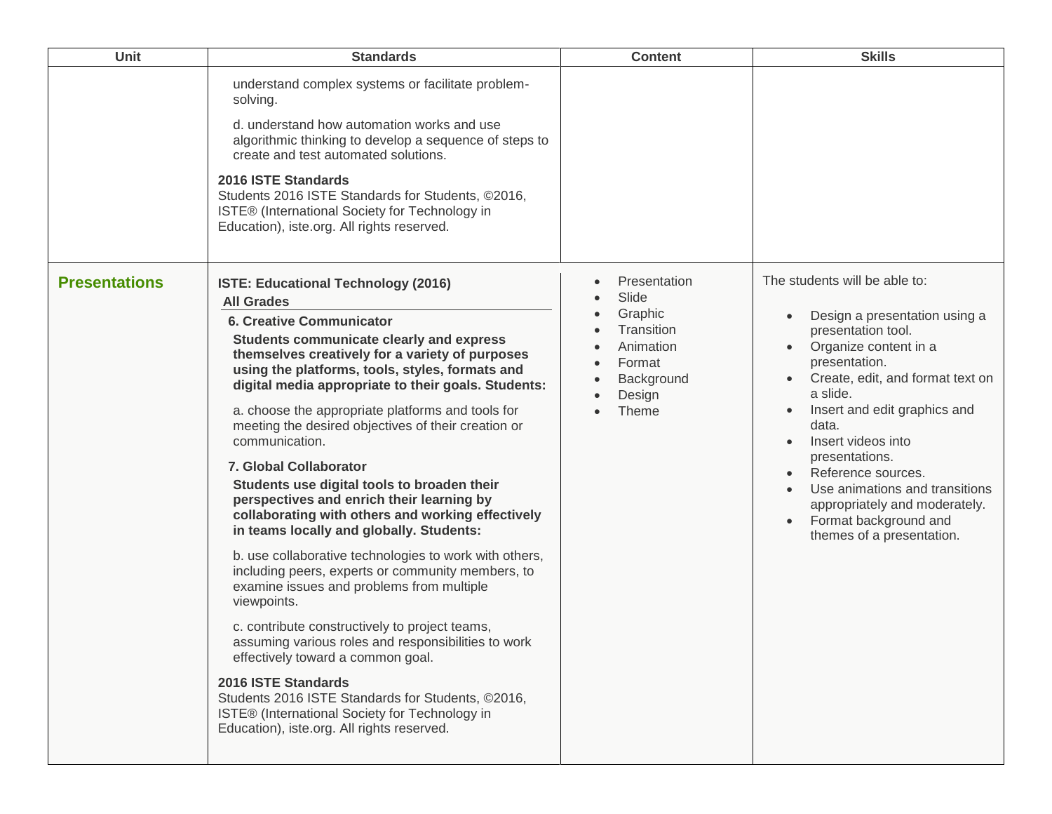| Unit | Standards | Content | Skills |
|---|---|---|---|
| | understand complex systems or facilitate problem-solving.<br><br>d. understand how automation works and use algorithmic thinking to develop a sequence of steps to create and test automated solutions.<br><br>**2016 ISTE Standards**<br>Students 2016 ISTE Standards for Students, ©2016, ISTE® (International Society for Technology in Education), iste.org. All rights reserved. | | |
| **Presentations** | **ISTE: Educational Technology (2016)**<br>**All Grades**<br>**6. Creative Communicator**<br>**Students communicate clearly and express themselves creatively for a variety of purposes using the platforms, tools, styles, formats and digital media appropriate to their goals. Students:**<br><br>a. choose the appropriate platforms and tools for meeting the desired objectives of their creation or communication.<br><br>**7. Global Collaborator**<br>**Students use digital tools to broaden their perspectives and enrich their learning by collaborating with others and working effectively in teams locally and globally. Students:**<br><br>b. use collaborative technologies to work with others, including peers, experts or community members, to examine issues and problems from multiple viewpoints.<br><br>c. contribute constructively to project teams, assuming various roles and responsibilities to work effectively toward a common goal.<br><br>**2016 ISTE Standards**<br>Students 2016 ISTE Standards for Students, ©2016, ISTE® (International Society for Technology in Education), iste.org. All rights reserved. | • Presentation<br>• Slide<br>• Graphic<br>• Transition<br>• Animation<br>• Format<br>• Background<br>• Design<br>• Theme | The students will be able to:<br><br>• Design a presentation using a presentation tool.<br>• Organize content in a presentation.<br>• Create, edit, and format text on a slide.<br>• Insert and edit graphics and data.<br>• Insert videos into presentations.<br>• Reference sources.<br>• Use animations and transitions appropriately and moderately.<br>• Format background and themes of a presentation. |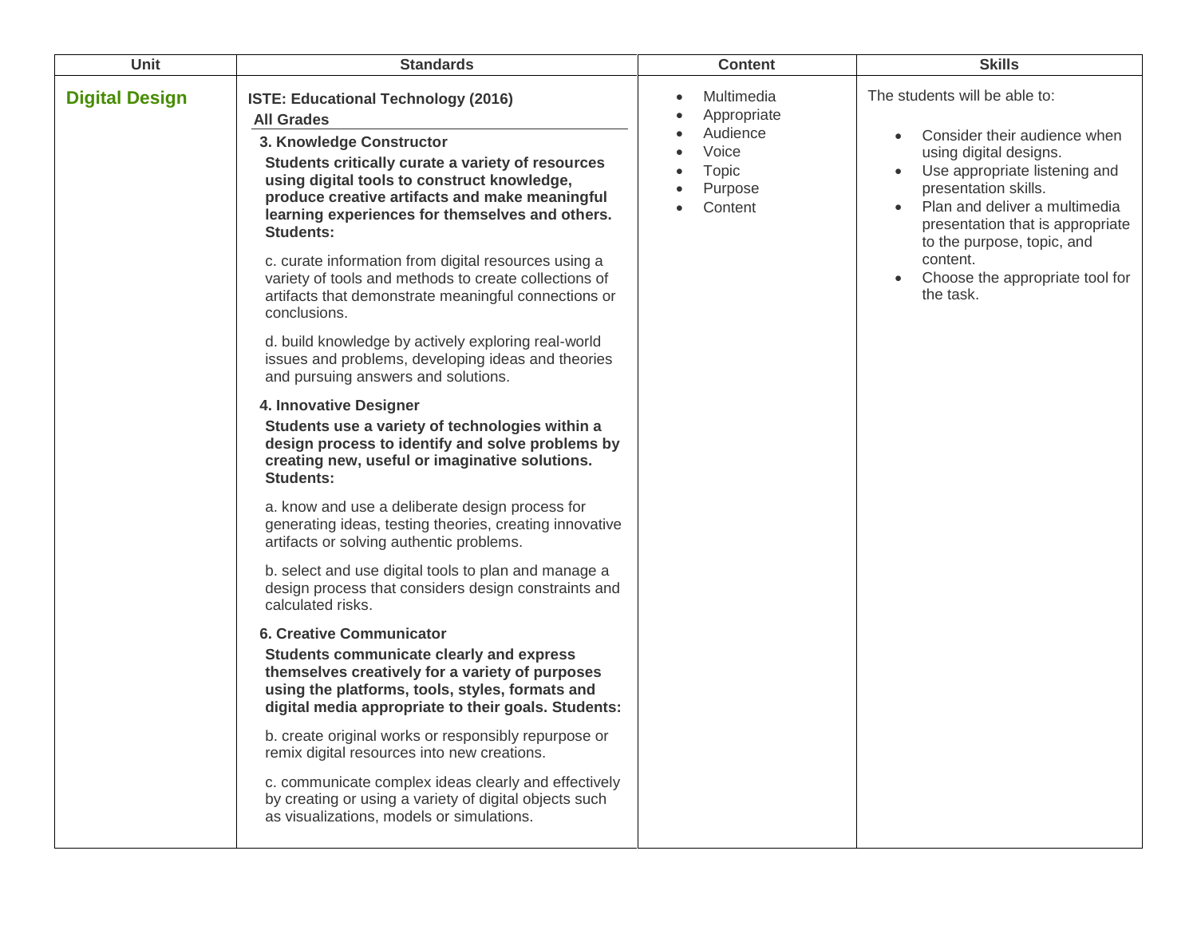| Unit | Standards | Content | Skills |
|---|---|---|---|
| **Digital Design** | **ISTE: Educational Technology (2016)**<br>**All Grades**<br>**3. Knowledge Constructor**<br>**Students critically curate a variety of resources using digital tools to construct knowledge, produce creative artifacts and make meaningful learning experiences for themselves and others. Students:**<br>c. curate information from digital resources using a variety of tools and methods to create collections of artifacts that demonstrate meaningful connections or conclusions.<br>d. build knowledge by actively exploring real-world issues and problems, developing ideas and theories and pursuing answers and solutions.<br>**4. Innovative Designer**<br>**Students use a variety of technologies within a design process to identify and solve problems by creating new, useful or imaginative solutions. Students:**<br>a. know and use a deliberate design process for generating ideas, testing theories, creating innovative artifacts or solving authentic problems.<br>b. select and use digital tools to plan and manage a design process that considers design constraints and calculated risks.<br>**6. Creative Communicator**<br>**Students communicate clearly and express themselves creatively for a variety of purposes using the platforms, tools, styles, formats and digital media appropriate to their goals. Students:**<br>b. create original works or responsibly repurpose or remix digital resources into new creations.<br>c. communicate complex ideas clearly and effectively by creating or using a variety of digital objects such as visualizations, models or simulations. | • Multimedia<br>• Appropriate<br>• Audience<br>• Voice<br>• Topic<br>• Purpose<br>• Content | The students will be able to:<br>• Consider their audience when using digital designs.<br>• Use appropriate listening and presentation skills.<br>• Plan and deliver a multimedia presentation that is appropriate to the purpose, topic, and content.<br>• Choose the appropriate tool for the task. |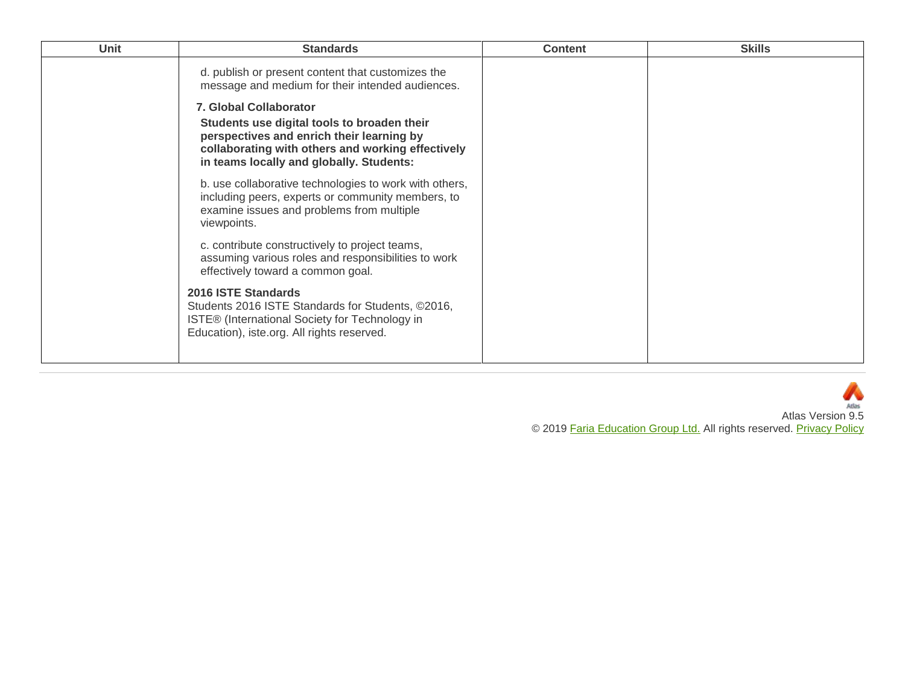| Unit | Standards | Content | Skills |
|---|---|---|---|
| | d. publish or present content that customizes the message and medium for their intended audiences.<br><br>**7. Global Collaborator**<br>**Students use digital tools to broaden their perspectives and enrich their learning by collaborating with others and working effectively in teams locally and globally. Students:**<br><br>b. use collaborative technologies to work with others, including peers, experts or community members, to examine issues and problems from multiple viewpoints.<br><br>c. contribute constructively to project teams, assuming various roles and responsibilities to work effectively toward a common goal.<br><br>**2016 ISTE Standards**<br>Students 2016 ISTE Standards for Students, ©2016, ISTE® (International Society for Technology in Education), iste.org. All rights reserved. | | |

Atlas Version 9.5
© 2019 Faria Education Group Ltd. All rights reserved. Privacy Policy